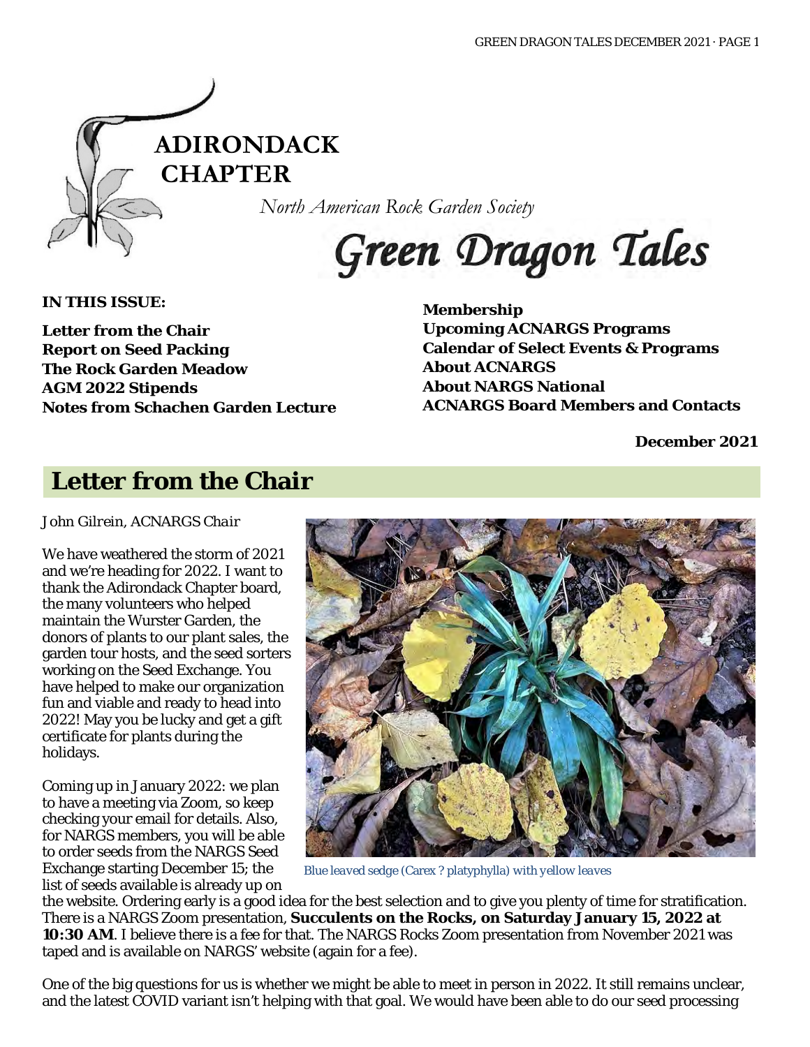ADIRONDACK CHAPTER

*North American Rock Garden Society*

# Green Dragon Tales

**IN THIS ISSUE:**

**Letter from the Chair**
**Report on Seed Packing**
**The Rock Garden Meadow**
**AGM 2022 Stipends**
**Notes from Schachen Garden Lecture**
**Membership**
**Upcoming ACNARGS Programs**
**Calendar of Select Events & Programs**
**About ACNARGS**
**About NARGS National**
**ACNARGS Board Members and Contacts**

**December 2021**

## Letter from the Chair

*John Gilrein, ACNARGS Chair*

We have weathered the storm of 2021 and we're heading for 2022. I want to thank the Adirondack Chapter board, the many volunteers who helped maintain the Wurster Garden, the donors of plants to our plant sales, the garden tour hosts, and the seed sorters working on the Seed Exchange. You have helped to make our organization fun and viable and ready to head into 2022! May you be lucky and get a gift certificate for plants during the holidays.

*Blue leaved sedge (Carex ? platyphylla) with yellow leaves*

Coming up in January 2022: we plan to have a meeting via Zoom, so keep checking your email for details. Also, for NARGS members, you will be able to order seeds from the NARGS Seed Exchange starting December 15; the list of seeds available is already up on the website. Ordering early is a good idea for the best selection and to give you plenty of time for stratification. There is a NARGS Zoom presentation, **Succulents on the Rocks, on Saturday January 15, 2022 at 10:30 AM**. I believe there is a fee for that. The NARGS Rocks Zoom presentation from November 2021 was taped and is available on NARGS' website (again for a fee).

One of the big questions for us is whether we might be able to meet in person in 2022. It still remains unclear, and the latest COVID variant isn't helping with that goal. We would have been able to do our seed processing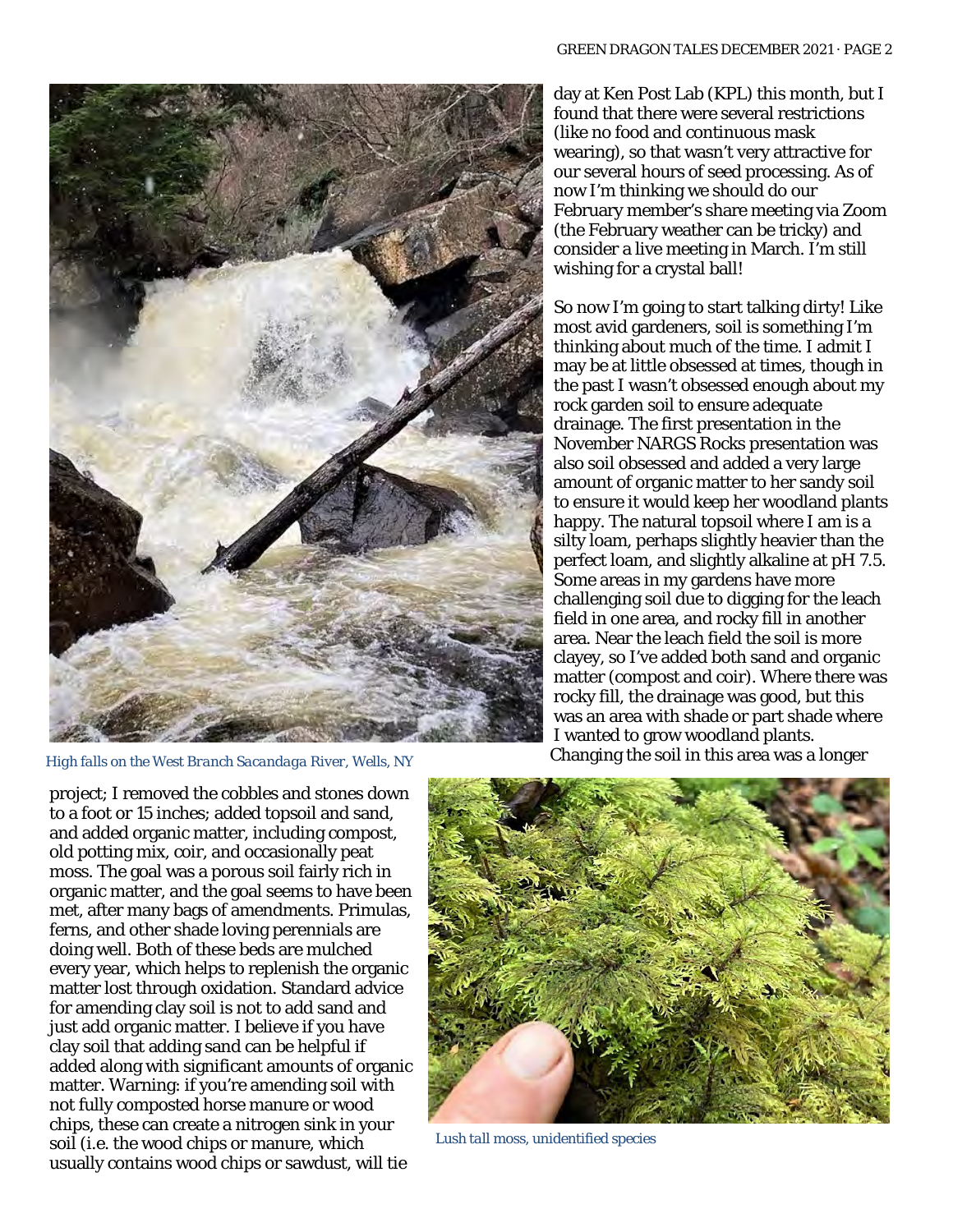day at Ken Post Lab (KPL) this month, but I found that there were several restrictions (like no food and continuous mask wearing), so that wasn't very attractive for our several hours of seed processing. As of now I'm thinking we should do our February member's share meeting via Zoom (the February weather can be tricky) and consider a live meeting in March. I'm still wishing for a crystal ball!

So now I'm going to start talking dirty! Like most avid gardeners, soil is something I'm thinking about much of the time. I admit I may be at little obsessed at times, though in the past I wasn't obsessed enough about my rock garden soil to ensure adequate drainage. The first presentation in the November NARGS Rocks presentation was also soil obsessed and added a very large amount of organic matter to her sandy soil to ensure it would keep her woodland plants happy. The natural topsoil where I am is a silty loam, perhaps slightly heavier than the perfect loam, and slightly alkaline at pH 7.5. Some areas in my gardens have more challenging soil due to digging for the leach field in one area, and rocky fill in another area. Near the leach field the soil is more clayey, so I've added both sand and organic matter (compost and coir). Where there was rocky fill, the drainage was good, but this was an area with shade or part shade where I wanted to grow woodland plants. Changing the soil in this area was a longer project; I removed the cobbles and stones down to a foot or 15 inches; added topsoil and sand, and added organic matter, including compost, old potting mix, coir, and occasionally peat moss. The goal was a porous soil fairly rich in organic matter, and the goal seems to have been met, after many bags of amendments. Primulas, ferns, and other shade loving perennials are doing well. Both of these beds are mulched every year, which helps to replenish the organic matter lost through oxidation. Standard advice for amending clay soil is not to add sand and just add organic matter. I believe if you have clay soil that adding sand can be helpful if added along with significant amounts of organic matter. Warning: if you're amending soil with not fully composted horse manure or wood chips, these can create a nitrogen sink in your soil (i.e. the wood chips or manure, which usually contains wood chips or sawdust, will tie

*High falls on the West Branch Sacandaga River, Wells, NY*

*Lush tall moss, unidentified species*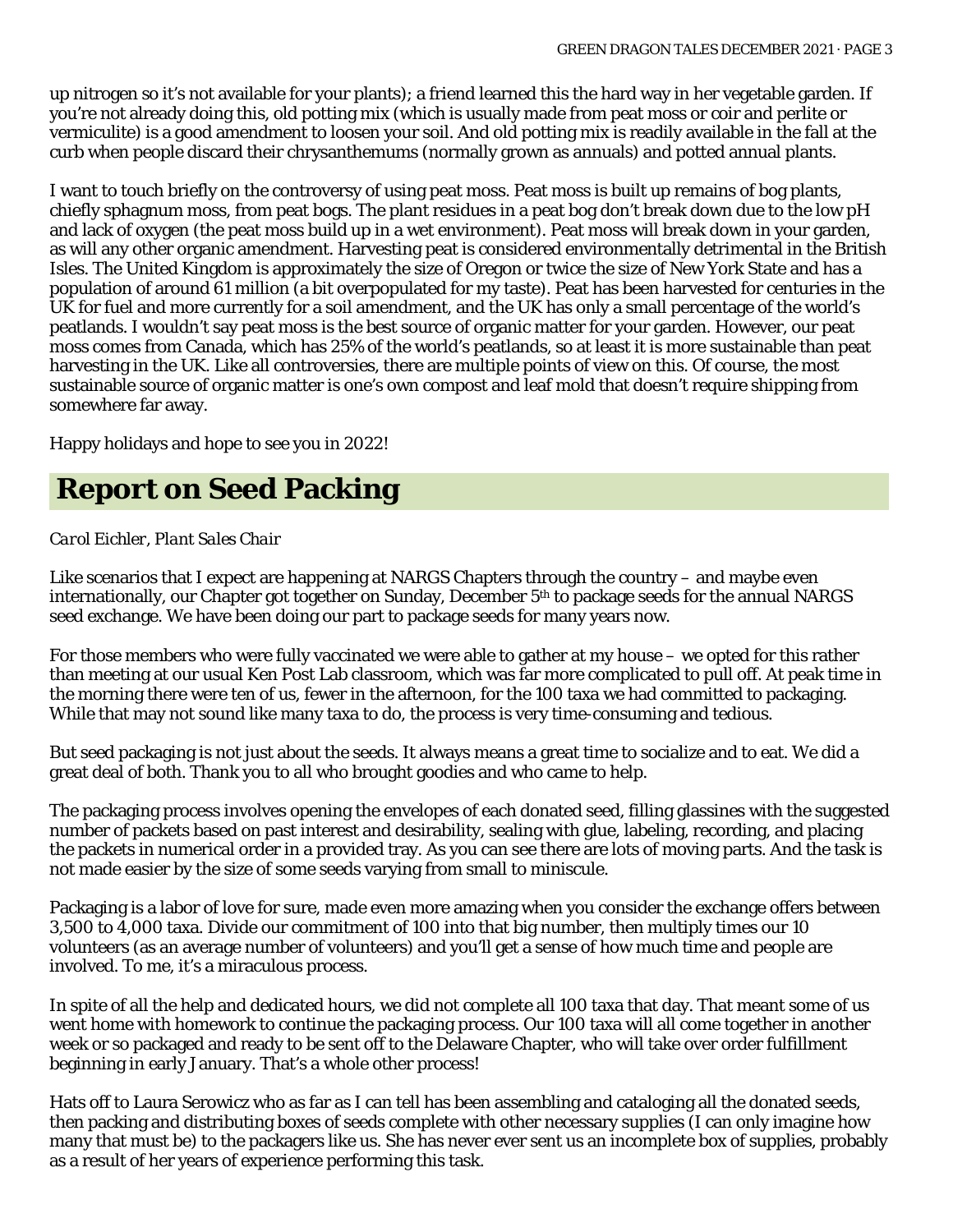up nitrogen so it's not available for your plants); a friend learned this the hard way in her vegetable garden. If you're not already doing this, old potting mix (which is usually made from peat moss or coir and perlite or vermiculite) is a good amendment to loosen your soil. And old potting mix is readily available in the fall at the curb when people discard their chrysanthemums (normally grown as annuals) and potted annual plants.

I want to touch briefly on the controversy of using peat moss. Peat moss is built up remains of bog plants, chiefly sphagnum moss, from peat bogs. The plant residues in a peat bog don't break down due to the low pH and lack of oxygen (the peat moss build up in a wet environment). Peat moss will break down in your garden, as will any other organic amendment. Harvesting peat is considered environmentally detrimental in the British Isles. The United Kingdom is approximately the size of Oregon or twice the size of New York State and has a population of around 61 million (a bit overpopulated for my taste). Peat has been harvested for centuries in the UK for fuel and more currently for a soil amendment, and the UK has only a small percentage of the world's peatlands. I wouldn't say peat moss is the best source of organic matter for your garden. However, our peat moss comes from Canada, which has 25% of the world's peatlands, so at least it is more sustainable than peat harvesting in the UK. Like all controversies, there are multiple points of view on this. Of course, the most sustainable source of organic matter is one's own compost and leaf mold that doesn't require shipping from somewhere far away.

Happy holidays and hope to see you in 2022!

# Report on Seed Packing

*Carol Eichler, Plant Sales Chair*

Like scenarios that I expect are happening at NARGS Chapters through the country – and maybe even internationally, our Chapter got together on Sunday, December 5th to package seeds for the annual NARGS seed exchange. We have been doing our part to package seeds for many years now.

For those members who were fully vaccinated we were able to gather at my house – we opted for this rather than meeting at our usual Ken Post Lab classroom, which was far more complicated to pull off. At peak time in the morning there were ten of us, fewer in the afternoon, for the 100 taxa we had committed to packaging. While that may not sound like many taxa to do, the process is very time-consuming and tedious.

But seed packaging is not just about the seeds. It always means a great time to socialize and to eat. We did a great deal of both. Thank you to all who brought goodies and who came to help.

The packaging process involves opening the envelopes of each donated seed, filling glassines with the suggested number of packets based on past interest and desirability, sealing with glue, labeling, recording, and placing the packets in numerical order in a provided tray. As you can see there are lots of moving parts. And the task is not made easier by the size of some seeds varying from small to miniscule.

Packaging is a labor of love for sure, made even more amazing when you consider the exchange offers between 3,500 to 4,000 taxa. Divide our commitment of 100 into that big number, then multiply times our 10 volunteers (as an average number of volunteers) and you'll get a sense of how much time and people are involved. To me, it's a miraculous process.

In spite of all the help and dedicated hours, we did not complete all 100 taxa that day. That meant some of us went home with homework to continue the packaging process. Our 100 taxa will all come together in another week or so packaged and ready to be sent off to the Delaware Chapter, who will take over order fulfillment beginning in early January. That's a whole other process!

Hats off to Laura Serowicz who as far as I can tell has been assembling and cataloging all the donated seeds, then packing and distributing boxes of seeds complete with other necessary supplies (I can only imagine how many that must be) to the packagers like us. She has never ever sent us an incomplete box of supplies, probably as a result of her years of experience performing this task.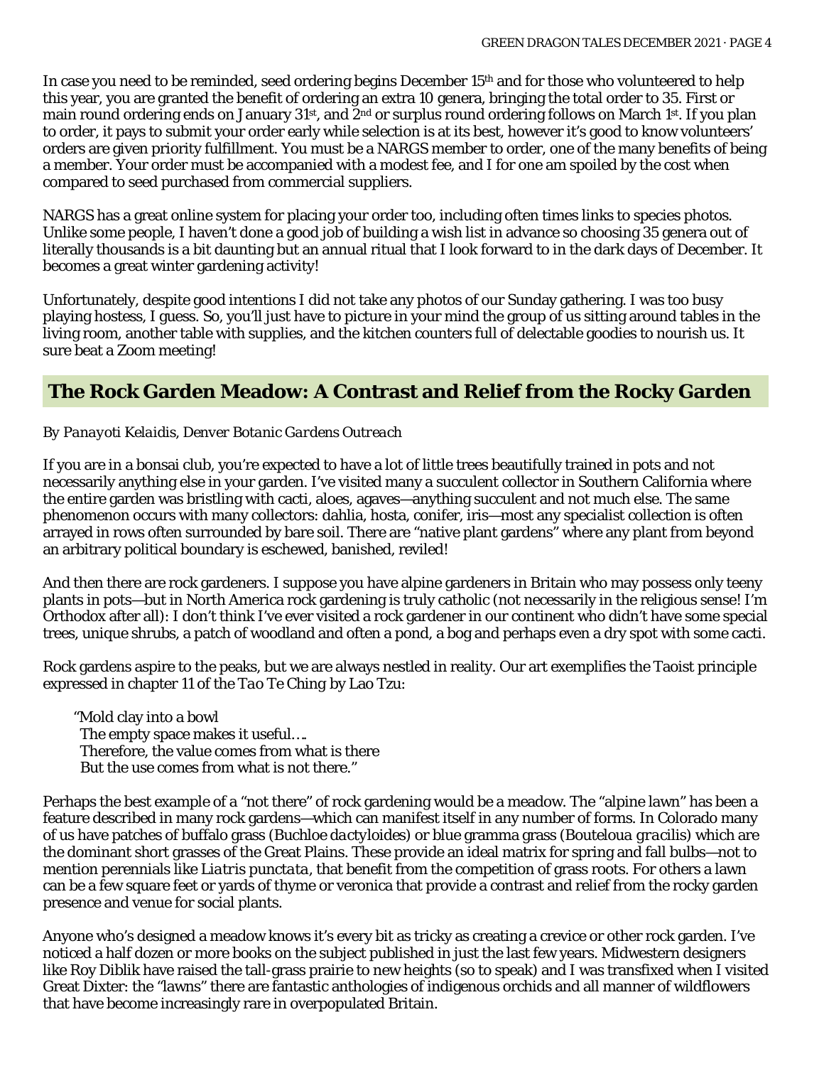In case you need to be reminded, seed ordering begins December 15th and for those who volunteered to help this year, you are granted the benefit of ordering an extra 10 genera, bringing the total order to 35. First or main round ordering ends on January 31st, and 2nd or surplus round ordering follows on March 1st. If you plan to order, it pays to submit your order early while selection is at its best, however it's good to know volunteers' orders are given priority fulfillment. You must be a NARGS member to order, one of the many benefits of being a member. Your order must be accompanied with a modest fee, and I for one am spoiled by the cost when compared to seed purchased from commercial suppliers.

NARGS has a great online system for placing your order too, including often times links to species photos. Unlike some people, I haven't done a good job of building a wish list in advance so choosing 35 genera out of literally thousands is a bit daunting but an annual ritual that I look forward to in the dark days of December. It becomes a great winter gardening activity!

Unfortunately, despite good intentions I did not take any photos of our Sunday gathering. I was too busy playing hostess, I guess. So, you'll just have to picture in your mind the group of us sitting around tables in the living room, another table with supplies, and the kitchen counters full of delectable goodies to nourish us. It sure beat a Zoom meeting!

## The Rock Garden Meadow: A Contrast and Relief from the Rocky Garden

*By Panayoti Kelaidis, Denver Botanic Gardens Outreach*

If you are in a bonsai club, you're expected to have a lot of little trees beautifully trained in pots and not necessarily anything else in your garden. I've visited many a succulent collector in Southern California where the entire garden was bristling with cacti, aloes, agaves—anything succulent and not much else. The same phenomenon occurs with many collectors: dahlia, hosta, conifer, iris—most any specialist collection is often arrayed in rows often surrounded by bare soil. There are "native plant gardens" where any plant from beyond an arbitrary political boundary is eschewed, banished, reviled!

And then there are rock gardeners. I suppose you have alpine gardeners in Britain who may possess only teeny plants in pots—but in North America rock gardening is truly catholic (not necessarily in the religious sense! I'm Orthodox after all): I don't think I've ever visited a rock gardener in our continent who didn't have some special trees, unique shrubs, a patch of woodland and often a pond, a bog and perhaps even a dry spot with some cacti.

Rock gardens aspire to the peaks, but we are always nestled in reality. Our art exemplifies the Taoist principle expressed in chapter 11 of the *Tao Te Ching* by Lao Tzu:

> "Mold clay into a bowl
> The empty space makes it useful….
> Therefore, the value comes from what is there
> But the use comes from what is not there."

Perhaps the best example of a "not there" of rock gardening would be a meadow. The "alpine lawn" has been a feature described in many rock gardens—which can manifest itself in any number of forms. In Colorado many of us have patches of buffalo grass (*Buchloe dactyloides*) or blue gramma grass (*Bouteloua gracilis*) which are the dominant short grasses of the Great Plains. These provide an ideal matrix for spring and fall bulbs—not to mention perennials like *Liatris punctata*, that benefit from the competition of grass roots. For others a lawn can be a few square feet or yards of thyme or veronica that provide a contrast and relief from the rocky garden presence and venue for social plants.

Anyone who's designed a meadow knows it's every bit as tricky as creating a crevice or other rock garden. I've noticed a half dozen or more books on the subject published in just the last few years. Midwestern designers like Roy Diblik have raised the tall-grass prairie to new heights (so to speak) and I was transfixed when I visited Great Dixter: the "lawns" there are fantastic anthologies of indigenous orchids and all manner of wildflowers that have become increasingly rare in overpopulated Britain.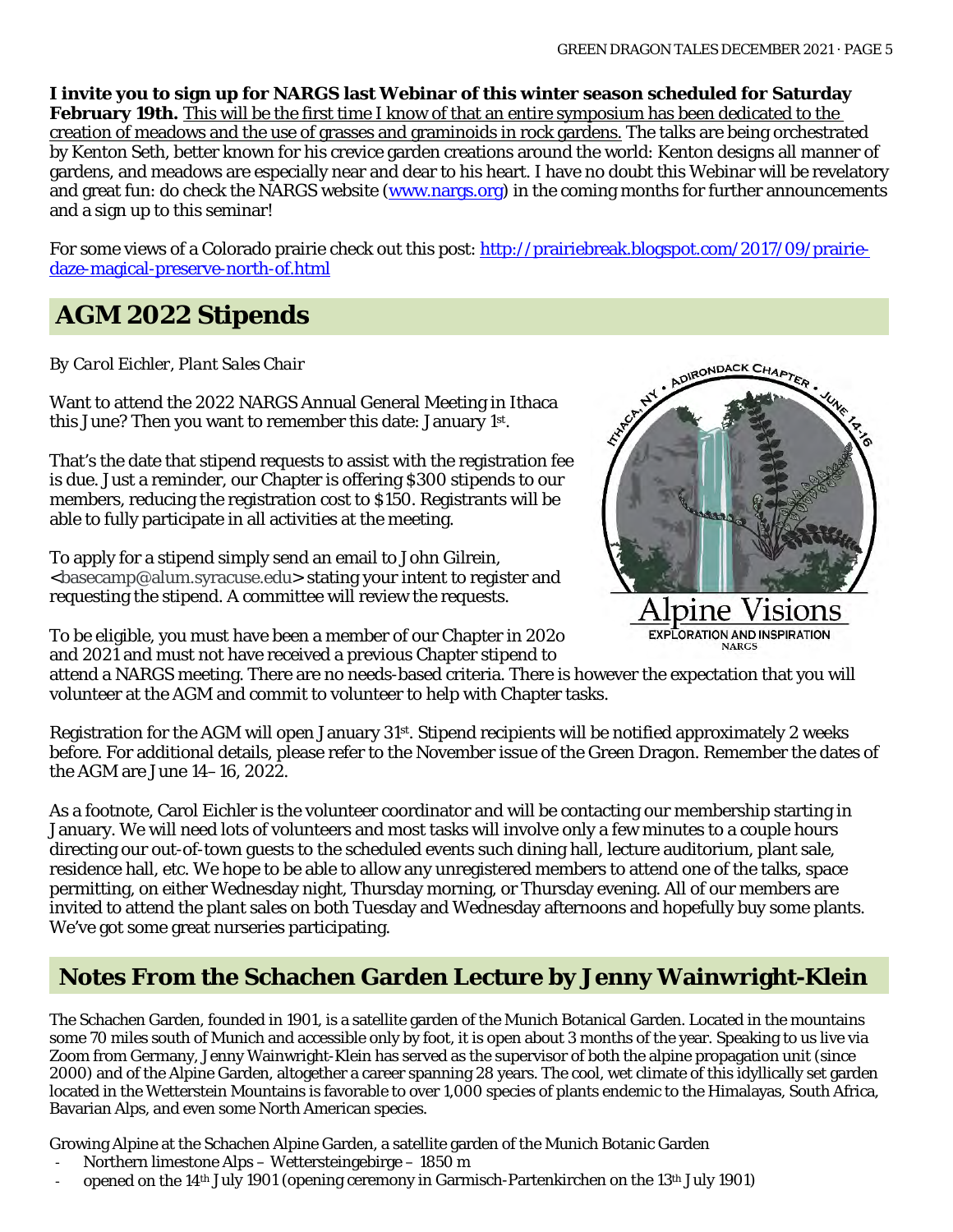**I invite you to sign up for NARGS last Webinar of this winter season scheduled for Saturday February 19th.** This will be the first time I know of that an entire symposium has been dedicated to the creation of meadows and the use of grasses and graminoids in rock gardens. The talks are being orchestrated by Kenton Seth, better known for his crevice garden creations around the world: Kenton designs all manner of gardens, and meadows are especially near and dear to his heart. I have no doubt this Webinar will be revelatory and great fun: do check the NARGS website (www.nargs.org) in the coming months for further announcements and a sign up to this seminar!

For some views of a Colorado prairie check out this post: http://prairiebreak.blogspot.com/2017/09/prairie-daze-magical-preserve-north-of.html

## AGM 2022 Stipends

*By Carol Eichler, Plant Sales Chair*

Want to attend the 2022 NARGS Annual General Meeting in Ithaca this June? Then you want to remember this date: January 1st.

That's the date that stipend requests to assist with the registration fee is due. Just a reminder, our Chapter is offering $300 stipends to our members, reducing the registration cost to $150. Registrants will be able to fully participate in all activities at the meeting.

To apply for a stipend simply send an email to John Gilrein, <basecamp@alum.syracuse.edu> stating your intent to register and requesting the stipend. A committee will review the requests.

To be eligible, you must have been a member of our Chapter in 202o and 2021 and must not have received a previous Chapter stipend to attend a NARGS meeting. There are no needs-based criteria. There is however the expectation that you will volunteer at the AGM and commit to volunteer to help with Chapter tasks.

Registration for the AGM will open January 31st. Stipend recipients will be notified approximately 2 weeks before. For additional details, please refer to the November issue of the Green Dragon. Remember the dates of the AGM are June 14– 16, 2022.

As a footnote, Carol Eichler is the volunteer coordinator and will be contacting our membership starting in January. We will need lots of volunteers and most tasks will involve only a few minutes to a couple hours directing our out-of-town guests to the scheduled events such dining hall, lecture auditorium, plant sale, residence hall, etc. We hope to be able to allow any unregistered members to attend one of the talks, space permitting, on either Wednesday night, Thursday morning, or Thursday evening. All of our members are invited to attend the plant sales on both Tuesday and Wednesday afternoons and hopefully buy some plants. We've got some great nurseries participating.

## Notes From the Schachen Garden Lecture by Jenny Wainwright-Klein

The Schachen Garden, founded in 1901, is a satellite garden of the Munich Botanical Garden. Located in the mountains some 70 miles south of Munich and accessible only by foot, it is open about 3 months of the year. Speaking to us live via Zoom from Germany, Jenny Wainwright-Klein has served as the supervisor of both the alpine propagation unit (since 2000) and of the Alpine Garden, altogether a career spanning 28 years. The cool, wet climate of this idyllically set garden located in the Wetterstein Mountains is favorable to over 1,000 species of plants endemic to the Himalayas, South Africa, Bavarian Alps, and even some North American species.

Growing Alpine at the Schachen Alpine Garden, a satellite garden of the Munich Botanic Garden

- Northern limestone Alps – Wettersteingebirge – 1850 m
- opened on the 14th July 1901 (opening ceremony in Garmisch-Partenkirchen on the 13th July 1901)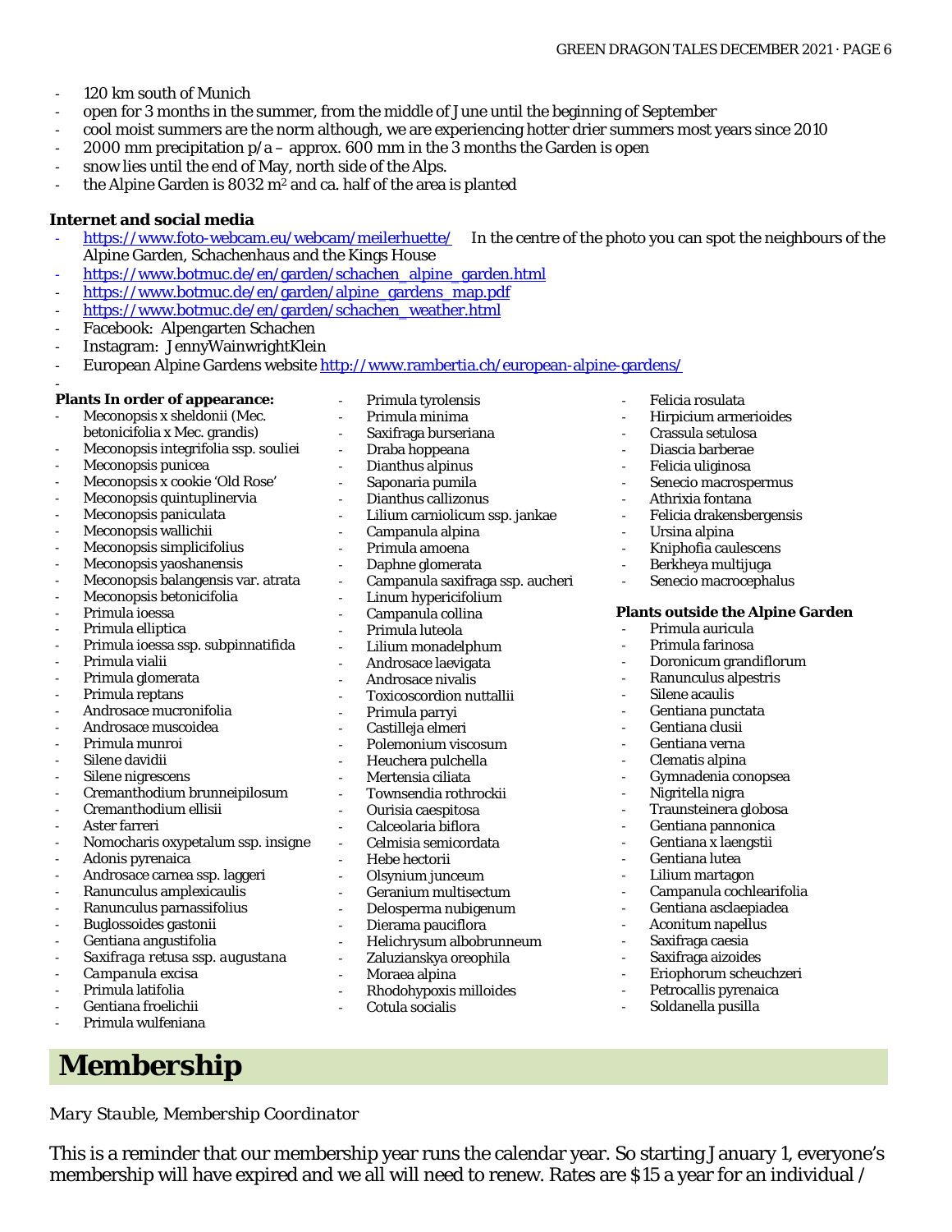- 120 km south of Munich
- open for 3 months in the summer, from the middle of June until the beginning of September
- cool moist summers are the norm although, we are experiencing hotter drier summers most years since 2010
- 2000 mm precipitation p/a – approx. 600 mm in the 3 months the Garden is open
- snow lies until the end of May, north side of the Alps.
- the Alpine Garden is 8032 m² and ca. half of the area is planted

**Internet and social media**

- https://www.foto-webcam.eu/webcam/meilerhuette/ In the centre of the photo you can spot the neighbours of the Alpine Garden, Schachenhaus and the Kings House
- https://www.botmuc.de/en/garden/schachen_alpine_garden.html
- https://www.botmuc.de/en/garden/alpine_gardens_map.pdf
- https://www.botmuc.de/en/garden/schachen_weather.html
- Facebook: Alpengarten Schachen
- Instagram: JennyWainwrightKlein
- European Alpine Gardens website http://www.rambertia.ch/european-alpine-gardens/
-

**Plants In order of appearance:**

- Meconopsis x sheldonii (Mec. betonicifolia x Mec. grandis)
- Meconopsis integrifolia ssp. souliei
- Meconopsis punicea
- Meconopsis x cookie 'Old Rose'
- Meconopsis quintuplinervia
- Meconopsis paniculata
- Meconopsis wallichii
- Meconopsis simplicifolius
- Meconopsis yaoshanensis
- Meconopsis balangensis var. atrata
- Meconopsis betonicifolia
- Primula ioessa
- Primula elliptica
- Primula ioessa ssp. subpinnatifida
- Primula vialii
- Primula glomerata
- Primula reptans
- Androsace mucronifolia
- Androsace muscoidea
- Primula munroi
- Silene davidii
- Silene nigrescens
- Cremanthodium brunneipilosum
- Cremanthodium ellisii
- Aster farreri
- Nomocharis oxypetalum ssp. insigne
- Adonis pyrenaica
- Androsace carnea ssp. laggeri
- Ranunculus amplexicaulis
- Ranunculus parnassifolius
- Buglossoides gastonii
- Gentiana angustifolia
- *Saxifraga retusa ssp. augustana*
- Campanula excisa
- Primula latifolia
- Gentiana froelichii
- Primula wulfeniana
- Primula tyrolensis
- Primula minima
- Saxifraga burseriana
- Draba hoppeana
- Dianthus alpinus
- Saponaria pumila
- Dianthus callizonus
- Lilium carniolicum ssp. jankae
- Campanula alpina
- Primula amoena
- Daphne glomerata
- Campanula saxifraga ssp. aucheri
- Linum hypericifolium
- Campanula collina
- Primula luteola
- Lilium monadelphum
- Androsace laevigata
- Androsace nivalis
- Toxicoscordion nuttallii
- Primula parryi
- Castilleja elmeri
- Polemonium viscosum
- Heuchera pulchella
- Mertensia ciliata
- Townsendia rothrockii
- Ourisia caespitosa
- Calceolaria biflora
- Celmisia semicordata
- Hebe hectorii
- Olsynium junceum
- Geranium multisectum
- Delosperma nubigenum
- Dierama pauciflora
- Helichrysum albobrunneum
- Zaluzianskya oreophila
- Moraea alpina
- Rhodohypoxis milloides
- Cotula socialis
- Felicia rosulata
- Hirpicium armerioides
- Crassula setulosa
- Diascia barberae
- Felicia uliginosa
- Senecio macrospermus
- Athrixia fontana
- Felicia drakensbergensis
- Ursina alpina
- Kniphofia caulescens
- Berkheya multijuga
- Senecio macrocephalus

**Plants outside the Alpine Garden**

- Primula auricula
- Primula farinosa
- Doronicum grandiflorum
- Ranunculus alpestris
- Silene acaulis
- Gentiana punctata
- Gentiana clusii
- Gentiana verna
- Clematis alpina
- Gymnadenia conopsea
- Nigritella nigra
- Traunsteinera globosa
- Gentiana pannonica
- Gentiana x laengstii
- Gentiana lutea
- Lilium martagon
- Campanula cochlearifolia
- Gentiana asclaepiadea
- Aconitum napellus
- Saxifraga caesia
- Saxifraga aizoides
- Eriophorum scheuchzeri
- Petrocallis pyrenaica
- Soldanella pusilla

# Membership

*Mary Stauble, Membership Coordinator*

This is a reminder that our membership year runs the calendar year. So starting January 1, everyone's membership will have expired and we all will need to renew. Rates are $15 a year for an individual /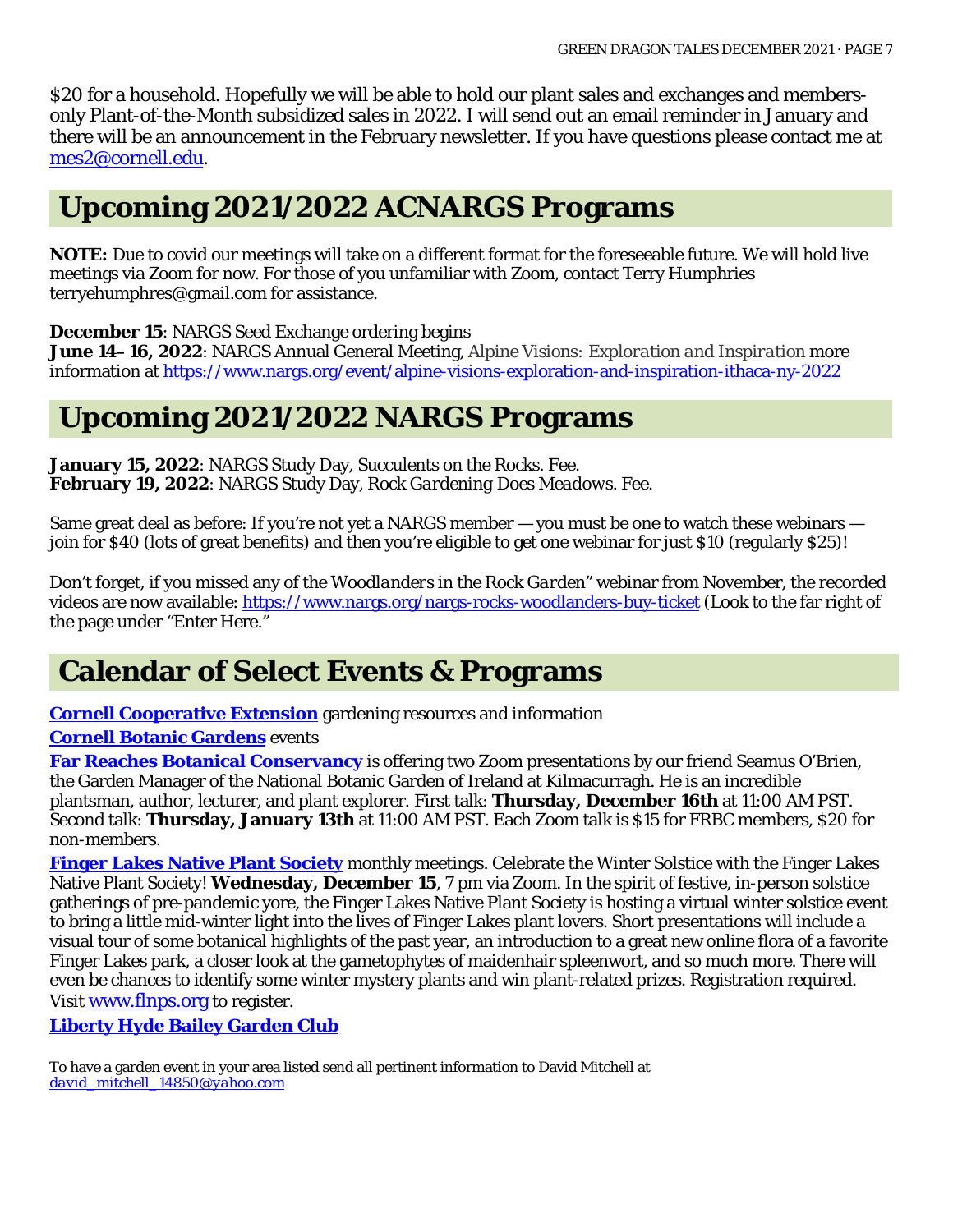$20 for a household. Hopefully we will be able to hold our plant sales and exchanges and members-only Plant-of-the-Month subsidized sales in 2022. I will send out an email reminder in January and there will be an announcement in the February newsletter. If you have questions please contact me at [mes2@cornell.edu](mailto:mes2@cornell.edu).

## Upcoming 2021/2022 ACNARGS Programs

**NOTE:** Due to covid our meetings will take on a different format for the foreseeable future. We will hold live meetings via Zoom for now. For those of you unfamiliar with Zoom, contact Terry Humphries terryehumphres@gmail.com for assistance.

**December 15**: NARGS Seed Exchange ordering begins
**June 14–16, 2022**: NARGS Annual General Meeting, *Alpine Visions: Exploration and Inspiration* more information at [https://www.nargs.org/event/alpine-visions-exploration-and-inspiration-ithaca-ny-2022](https://www.nargs.org/event/alpine-visions-exploration-and-inspiration-ithaca-ny-2022)

## Upcoming 2021/2022 NARGS Programs

**January 15, 2022**: NARGS Study Day, Succulents on the Rocks. Fee.
**February 19, 2022**: NARGS Study Day, *Rock Gardening Does Meadows*. Fee.

Same great deal as before: If you're not yet a NARGS member — you must be one to watch these webinars — join for $40 (lots of great benefits) and then you're eligible to get one webinar for just $10 (regularly $25)!

Don't forget, if you missed any of the *Woodlanders in the Rock Garden*" webinar from November, the recorded videos are now available: [https://www.nargs.org/nargs-rocks-woodlanders-buy-ticket](https://www.nargs.org/nargs-rocks-woodlanders-buy-ticket) (Look to the far right of the page under "Enter Here."

## Calendar of Select Events & Programs

**Cornell Cooperative Extension** gardening resources and information

**Cornell Botanic Gardens** events

**Far Reaches Botanical Conservancy** is offering two Zoom presentations by our friend Seamus O'Brien, the Garden Manager of the National Botanic Garden of Ireland at Kilmacurragh. He is an incredible plantsman, author, lecturer, and plant explorer. First talk: **Thursday, December 16th** at 11:00 AM PST. Second talk: **Thursday, January 13th** at 11:00 AM PST. Each Zoom talk is $15 for FRBC members, $20 for non-members.

**Finger Lakes Native Plant Society** monthly meetings. Celebrate the Winter Solstice with the Finger Lakes Native Plant Society! **Wednesday, December 15**, 7 pm via Zoom. In the spirit of festive, in-person solstice gatherings of pre-pandemic yore, the Finger Lakes Native Plant Society is hosting a virtual winter solstice event to bring a little mid-winter light into the lives of Finger Lakes plant lovers. Short presentations will include a visual tour of some botanical highlights of the past year, an introduction to a great new online flora of a favorite Finger Lakes park, a closer look at the gametophytes of maidenhair spleenwort, and so much more. There will even be chances to identify some winter mystery plants and win plant-related prizes. Registration required. Visit [www.flnps.org](http://www.flnps.org) to register.

**Liberty Hyde Bailey Garden Club**

To have a garden event in your area listed send all pertinent information to David Mitchell at [david_mitchell_14850@yahoo.com](mailto:david_mitchell_14850@yahoo.com)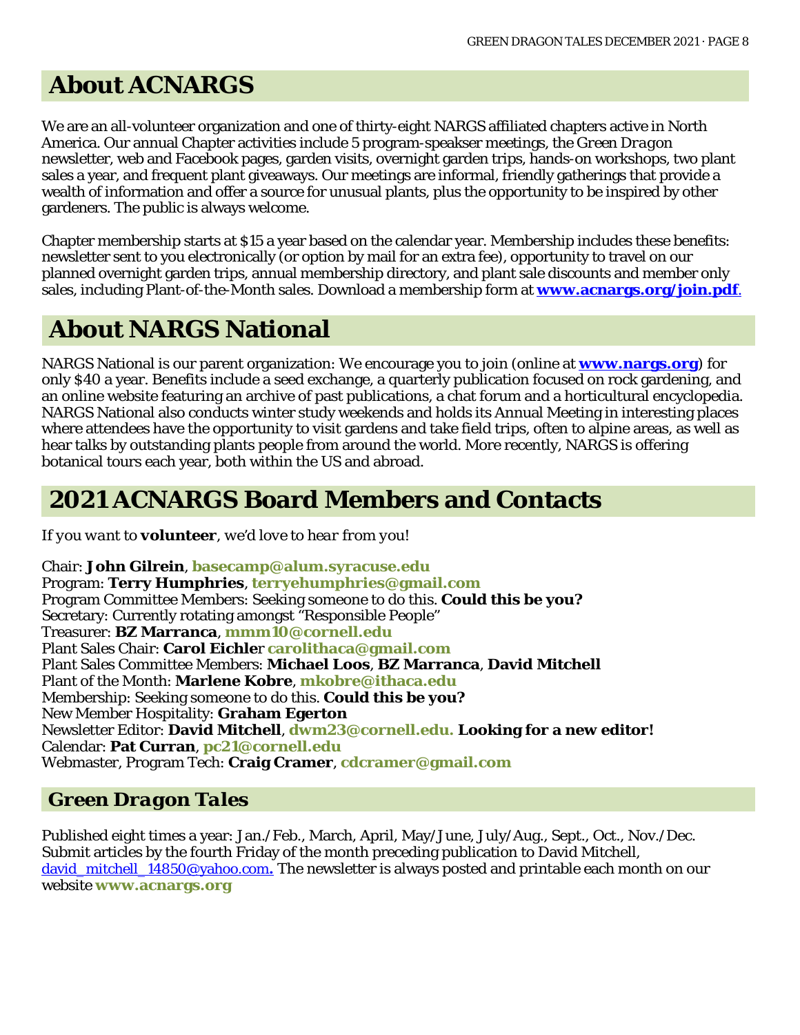## About ACNARGS

We are an all-volunteer organization and one of thirty-eight NARGS affiliated chapters active in North America. Our annual Chapter activities include 5 program-speakser meetings, the *Green Dragon* newsletter, web and Facebook pages, garden visits, overnight garden trips, hands-on workshops, two plant sales a year, and frequent plant giveaways. Our meetings are informal, friendly gatherings that provide a wealth of information and offer a source for unusual plants, plus the opportunity to be inspired by other gardeners. The public is always welcome.

Chapter membership starts at $15 a year based on the calendar year. Membership includes these benefits: newsletter sent to you electronically (or option by mail for an extra fee), opportunity to travel on our planned overnight garden trips, annual membership directory, and plant sale discounts and member only sales, including Plant-of-the-Month sales. Download a membership form at **www.acnargs.org/join.pdf**.

## About NARGS National

NARGS National is our parent organization: We encourage you to join (online at **www.nargs.org**) for only $40 a year. Benefits include a seed exchange, a quarterly publication focused on rock gardening, and an online website featuring an archive of past publications, a chat forum and a horticultural encyclopedia. NARGS National also conducts winter study weekends and holds its Annual Meeting in interesting places where attendees have the opportunity to visit gardens and take field trips, often to alpine areas, as well as hear talks by outstanding plants people from around the world. More recently, NARGS is offering botanical tours each year, both within the US and abroad.

## 2021 ACNARGS Board Members and Contacts

*If you want to* ***volunteer****, we'd love to hear from you!*

Chair: **John Gilrein**, **basecamp@alum.syracuse.edu**
Program: **Terry Humphries**, **terryehumphries@gmail.com**
Program Committee Members: Seeking someone to do this. **Could this be you?**
Secretary: Currently rotating amongst "Responsible People"
Treasurer: **BZ Marranca**, **mmm10@cornell.edu**
Plant Sales Chair: **Carol Eichle**r **carolithaca@gmail.com**
Plant Sales Committee Members: **Michael Loos**, **BZ Marranca**, **David Mitchell**
Plant of the Month: **Marlene Kobre**, **mkobre@ithaca.edu**
Membership: Seeking someone to do this. **Could this be you?**
New Member Hospitality: **Graham Egerton**
Newsletter Editor: **David Mitchell**, **dwm23@cornell.edu. Looking for a new editor!**
Calendar: **Pat Curran**, **pc21@cornell.edu**
Webmaster, Program Tech: **Craig Cramer**, **cdcramer@gmail.com**

### *Green Dragon Tales*

Published eight times a year: Jan./Feb., March, April, May/June, July/Aug., Sept., Oct., Nov./Dec. Submit articles by the fourth Friday of the month preceding publication to David Mitchell, david_mitchell_14850@yahoo.com**.** The newsletter is always posted and printable each month on our website **www.acnargs.org**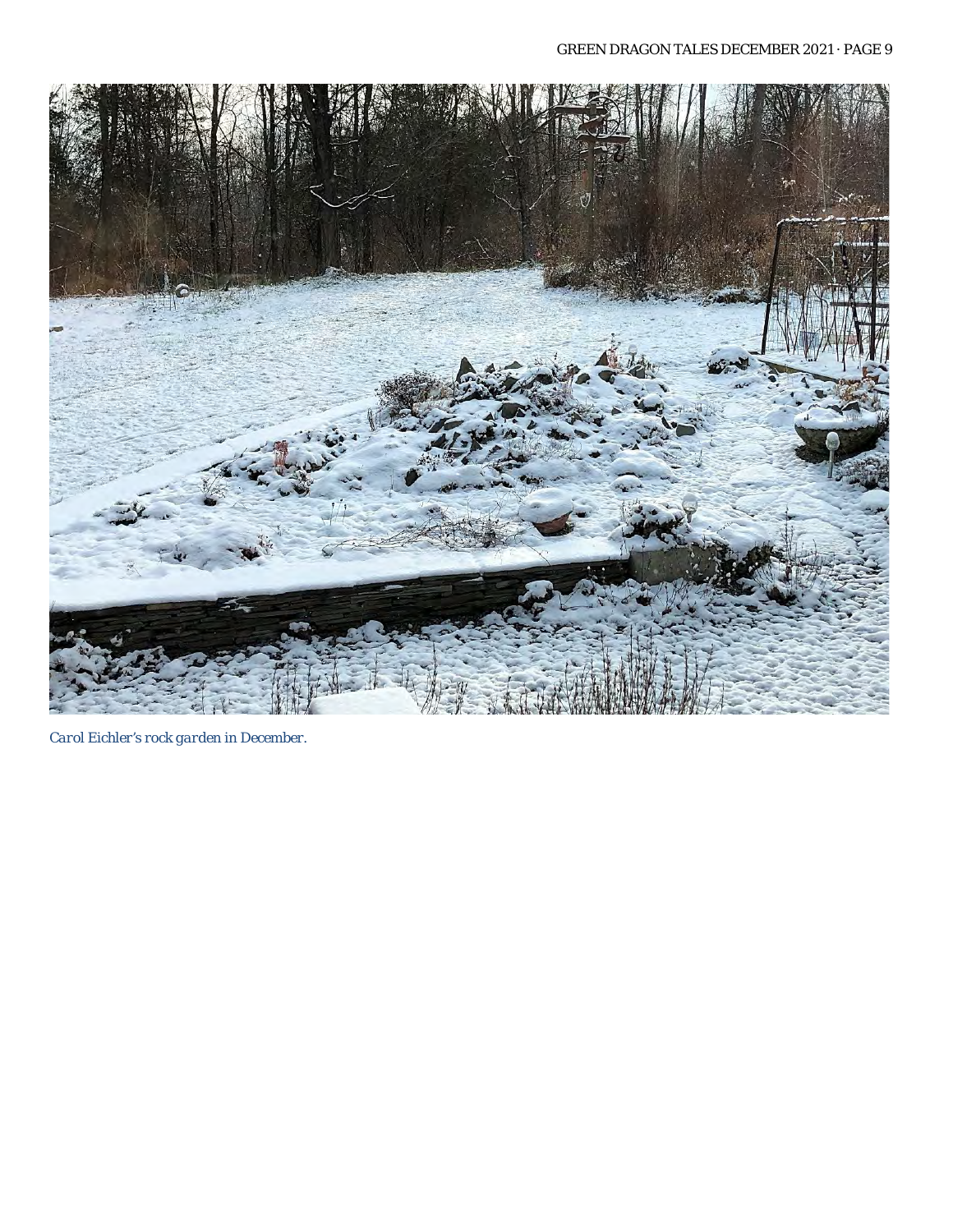*Carol Eichler's rock garden in December.*